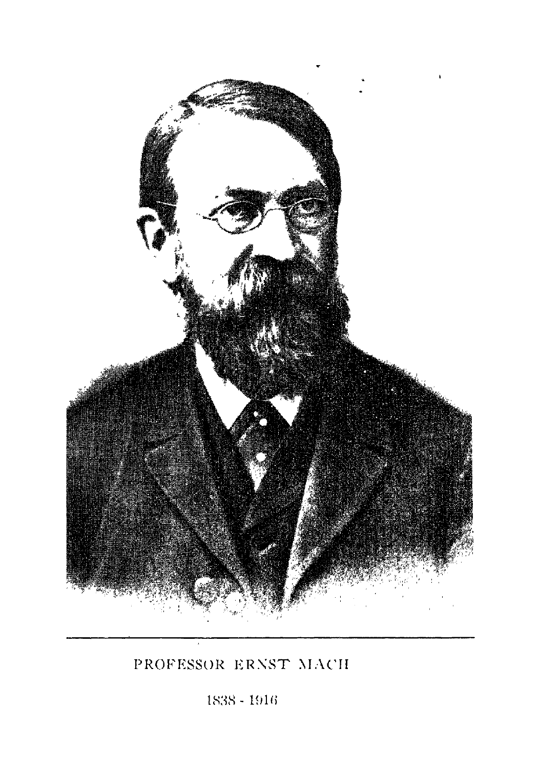PROFESSOR ERNST MACH

1838 - 1916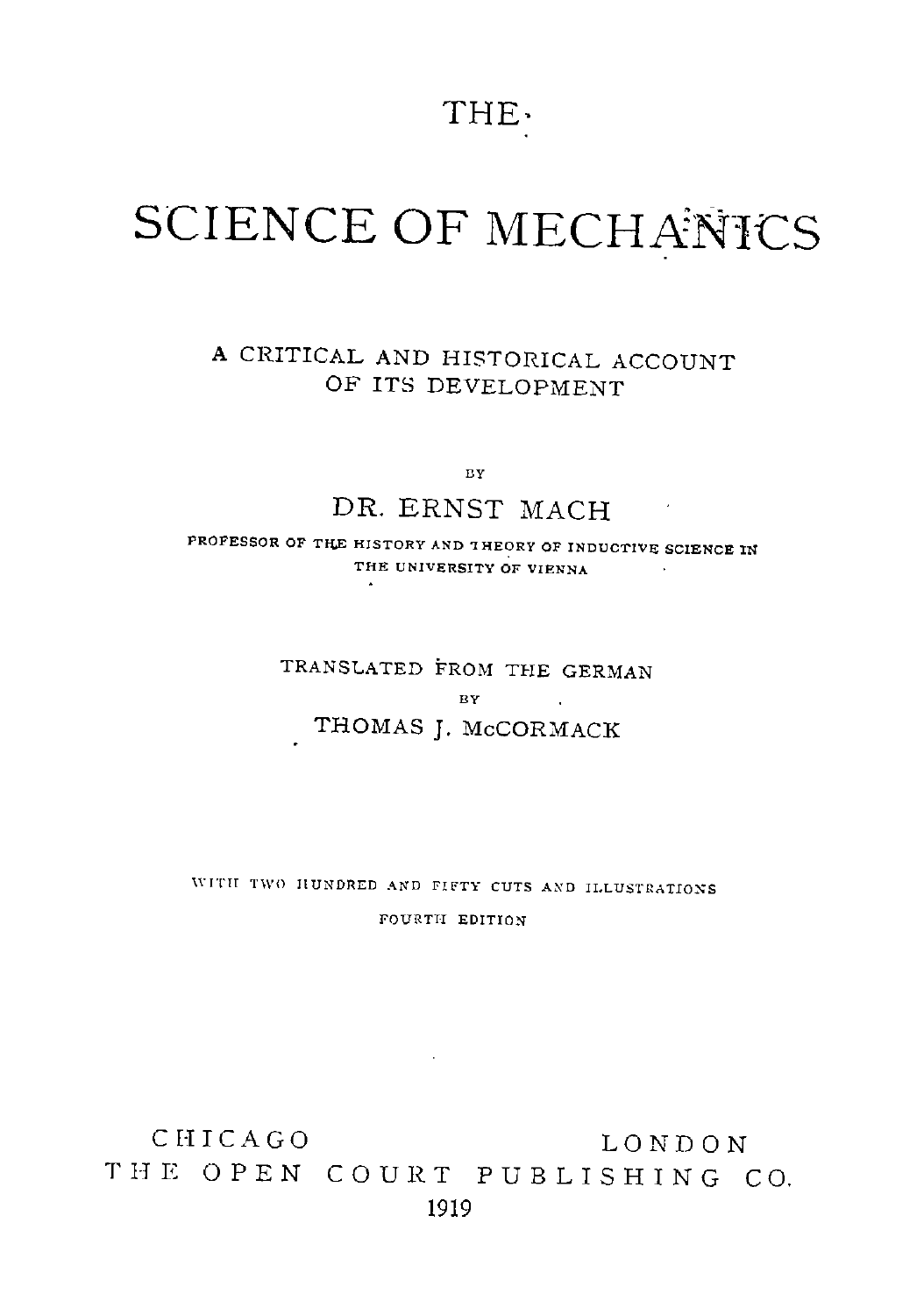# THE SCIENCE OF MECHANICS

## A CRITICAL AND HISTORICAL ACCOUNT OF ITS DEVELOPMENT

BY

### DR. ERNST MACH

PROFESSOR OF THE HISTORY AND THEORY OF INDUCTIVE SCIENCE IN THE UNIVERSITY OF VIENNA

TRANSLATED FROM THE GERMAN

BY

THOMAS J. McCORMACK

WITH TWO HUNDRED AND FIFTY CUTS AND ILLUSTRATIONS

FOURTH EDITION

CHICAGO LONDON

THE OPEN COURT PUBLISHING CO.

1919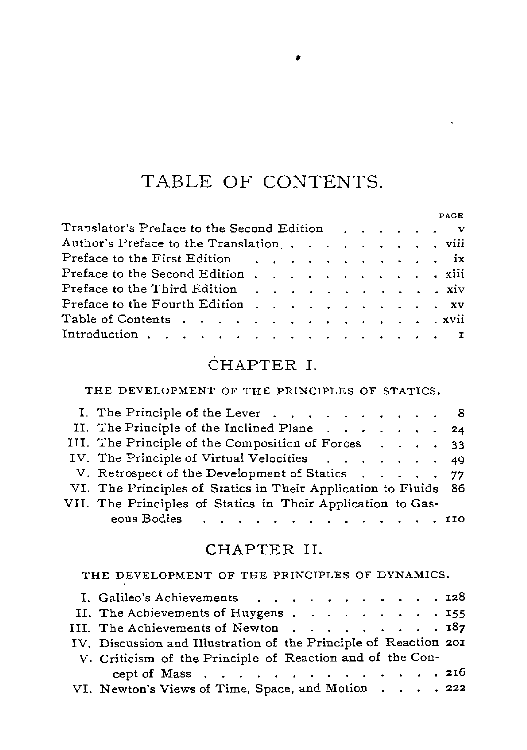# TABLE OF CONTENTS.

| | PAGE |
|---|---|
| Translator's Preface to the Second Edition | v |
| Author's Preface to the Translation | viii |
| Preface to the First Edition | ix |
| Preface to the Second Edition | xiii |
| Preface to the Third Edition | xiv |
| Preface to the Fourth Edition | xv |
| Table of Contents | xvii |
| Introduction | 1 |

## CHAPTER I.

### THE DEVELOPMENT OF THE PRINCIPLES OF STATICS.

| | |
|---|---|
| I. The Principle of the Lever | 8 |
| II. The Principle of the Inclined Plane | 24 |
| III. The Principle of the Composition of Forces | 33 |
| IV. The Principle of Virtual Velocities | 49 |
| V. Retrospect of the Development of Statics | 77 |
| VI. The Principles of Statics in Their Application to Fluids | 86 |
| VII. The Principles of Statics in Their Application to Gaseous Bodies | 110 |

## CHAPTER II.

### THE DEVELOPMENT OF THE PRINCIPLES OF DYNAMICS.

| | |
|---|---|
| I. Galileo's Achievements | 128 |
| II. The Achievements of Huygens | 155 |
| III. The Achievements of Newton | 187 |
| IV. Discussion and Illustration of the Principle of Reaction | 201 |
| V. Criticism of the Principle of Reaction and of the Concept of Mass | 216 |
| VI. Newton's Views of Time, Space, and Motion | 222 |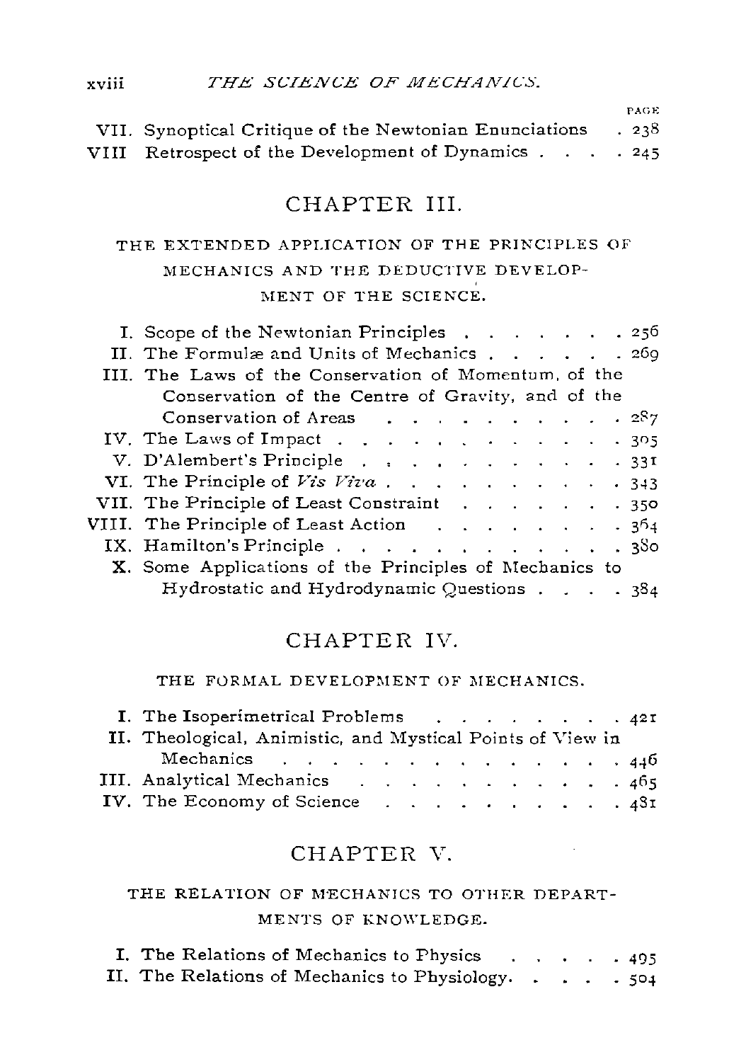| | PAGE |
|---|---|
| VII. Synoptical Critique of the Newtonian Enunciations | 238 |
| VIII Retrospect of the Development of Dynamics | 245 |

## CHAPTER III.

### THE EXTENDED APPLICATION OF THE PRINCIPLES OF MECHANICS AND THE DEDUCTIVE DEVELOPMENT OF THE SCIENCE.

| | |
|---|---|
| I. Scope of the Newtonian Principles | 256 |
| II. The Formulæ and Units of Mechanics | 269 |
| III. The Laws of the Conservation of Momentum, of the Conservation of the Centre of Gravity, and of the Conservation of Areas | 287 |
| IV. The Laws of Impact | 305 |
| V. D'Alembert's Principle | 331 |
| VI. The Principle of *Vis Viva* | 343 |
| VII. The Principle of Least Constraint | 350 |
| VIII. The Principle of Least Action | 364 |
| IX. Hamilton's Principle | 380 |
| X. Some Applications of the Principles of Mechanics to Hydrostatic and Hydrodynamic Questions | 384 |

## CHAPTER IV.

### THE FORMAL DEVELOPMENT OF MECHANICS.

| | |
|---|---|
| I. The Isoperimetrical Problems | 421 |
| II. Theological, Animistic, and Mystical Points of View in Mechanics | 446 |
| III. Analytical Mechanics | 465 |
| IV. The Economy of Science | 481 |

## CHAPTER V.

### THE RELATION OF MECHANICS TO OTHER DEPARTMENTS OF KNOWLEDGE.

| | |
|---|---|
| I. The Relations of Mechanics to Physics | 495 |
| II. The Relations of Mechanics to Physiology | 504 |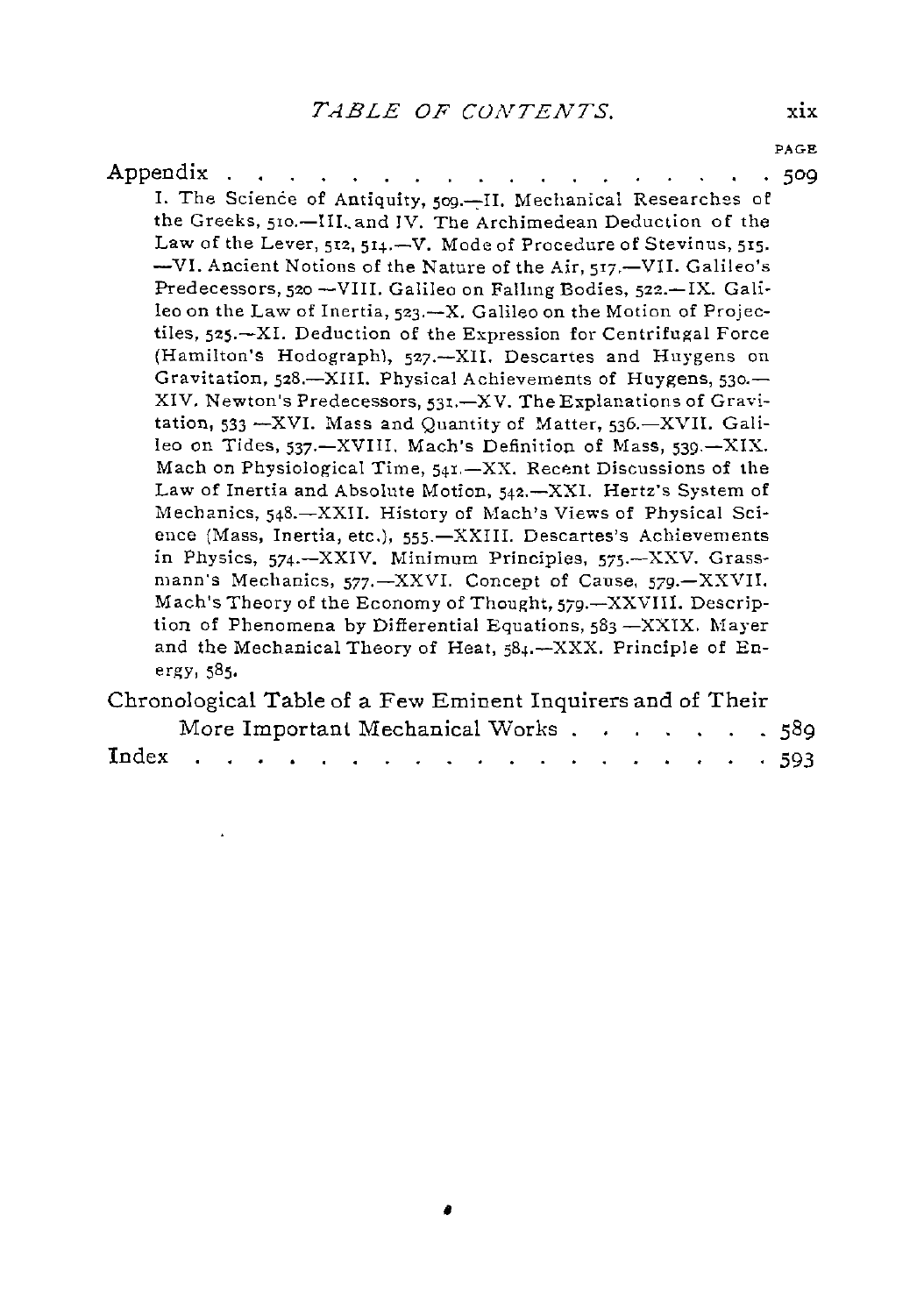| | PAGE |
|---|---|
| Appendix . . . . . . . . . . . . . . . . . . . . | 509 |

I. The Science of Antiquity, 509.—II. Mechanical Researches of the Greeks, 510.—III. and IV. The Archimedean Deduction of the Law of the Lever, 512, 514.—V. Mode of Procedure of Stevinus, 515. —VI. Ancient Notions of the Nature of the Air, 517.—VII. Galileo's Predecessors, 520.—VIII. Galileo on Falling Bodies, 522.—IX. Galileo on the Law of Inertia, 523.—X. Galileo on the Motion of Projectiles, 525.—XI. Deduction of the Expression for Centrifugal Force (Hamilton's Hodograph), 527.—XII. Descartes and Huygens on Gravitation, 528.—XIII. Physical Achievements of Huygens, 530.—XIV. Newton's Predecessors, 531.—XV. The Explanations of Gravitation, 533.—XVI. Mass and Quantity of Matter, 536.—XVII. Galileo on Tides, 537.—XVIII. Mach's Definition of Mass, 539.—XIX. Mach on Physiological Time, 541.—XX. Recent Discussions of the Law of Inertia and Absolute Motion, 542.—XXI. Hertz's System of Mechanics, 548.—XXII. History of Mach's Views of Physical Science (Mass, Inertia, etc.), 555.—XXIII. Descartes's Achievements in Physics, 574.—XXIV. Minimum Principles, 575.—XXV. Grassmann's Mechanics, 577.—XXVI. Concept of Cause, 579.—XXVII. Mach's Theory of the Economy of Thought, 579.—XXVIII. Description of Phenomena by Differential Equations, 583.—XXIX. Mayer and the Mechanical Theory of Heat, 584.—XXX. Principle of Energy, 585.

| | |
|---|---|
| Chronological Table of a Few Eminent Inquirers and of Their More Important Mechanical Works . . . . . . . | 589 |
| Index . . . . . . . . . . . . . . . . . . . . | 593 |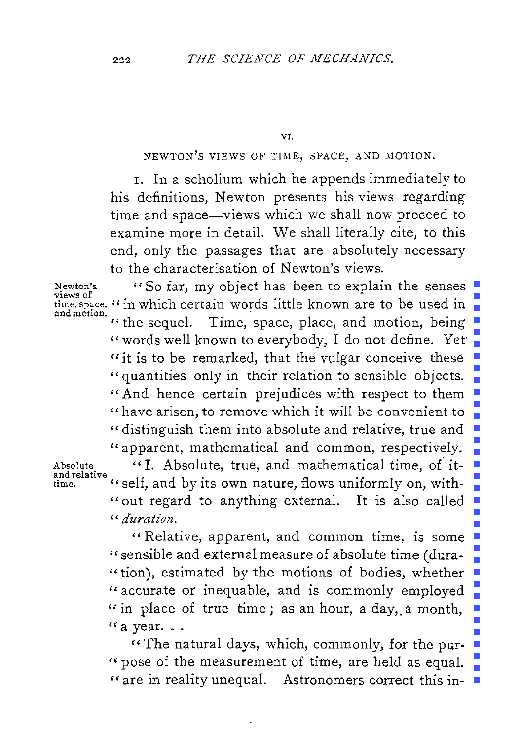VI.

## NEWTON'S VIEWS OF TIME, SPACE, AND MOTION.

1. In a scholium which he appends immediately to his definitions, Newton presents his views regarding time and space—views which we shall now proceed to examine more in detail. We shall literally cite, to this end, only the passages that are absolutely necessary to the characterisation of Newton's views.

Newton's views of time, space, and motion.

"So far, my object has been to explain the senses "in which certain words little known are to be used in "the sequel. Time, space, place, and motion, being "words well known to everybody, I do not define. Yet "it is to be remarked, that the vulgar conceive these "quantities only in their relation to sensible objects. "And hence certain prejudices with respect to them "have arisen, to remove which it will be convenient to "distinguish them into absolute and relative, true and "apparent, mathematical and common, respectively.

Absolute and relative time.

"I. Absolute, true, and mathematical time, of it-"self, and by its own nature, flows uniformly on, with-"out regard to anything external. It is also called "*duration.*

"Relative, apparent, and common time, is some "sensible and external measure of absolute time (dura-"tion), estimated by the motions of bodies, whether "accurate or inequable, and is commonly employed "in place of true time; as an hour, a day, a month, "a year. . .

"The natural days, which, commonly, for the pur-"pose of the measurement of time, are held as equal. "are in reality unequal. Astronomers correct this in-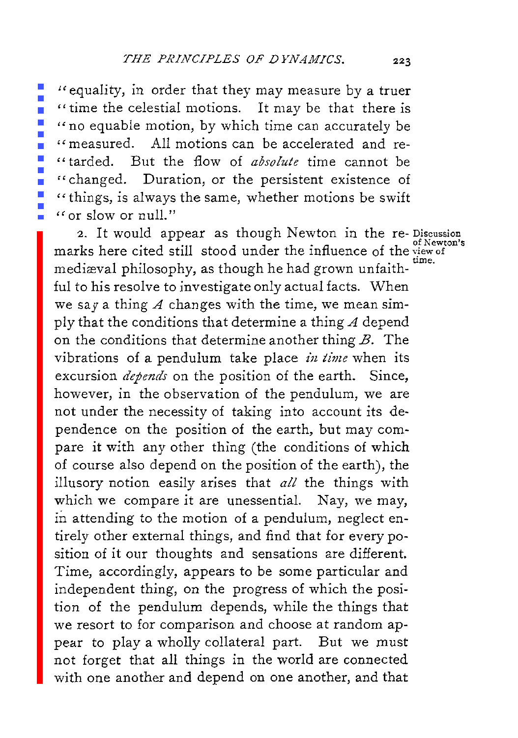"equality, in order that they may measure by a truer "time the celestial motions. It may be that there is "no equable motion, by which time can accurately be "measured. All motions can be accelerated and re- "tarded. But the flow of *absolute* time cannot be "changed. Duration, or the persistent existence of "things, is always the same, whether motions be swift "or slow or null."

Discussion of Newton's view of time.

2. It would appear as though Newton in the remarks here cited still stood under the influence of the mediæval philosophy, as though he had grown unfaithful to his resolve to investigate only actual facts. When we say a thing $A$ changes with the time, we mean simply that the conditions that determine a thing $A$ depend on the conditions that determine another thing $B$. The vibrations of a pendulum take place *in time* when its excursion *depends* on the position of the earth. Since, however, in the observation of the pendulum, we are not under the necessity of taking into account its dependence on the position of the earth, but may compare it with any other thing (the conditions of which of course also depend on the position of the earth), the illusory notion easily arises that *all* the things with which we compare it are unessential. Nay, we may, in attending to the motion of a pendulum, neglect entirely other external things, and find that for every position of it our thoughts and sensations are different. Time, accordingly, appears to be some particular and independent thing, on the progress of which the position of the pendulum depends, while the things that we resort to for comparison and choose at random appear to play a wholly collateral part. But we must not forget that all things in the world are connected with one another and depend on one another, and that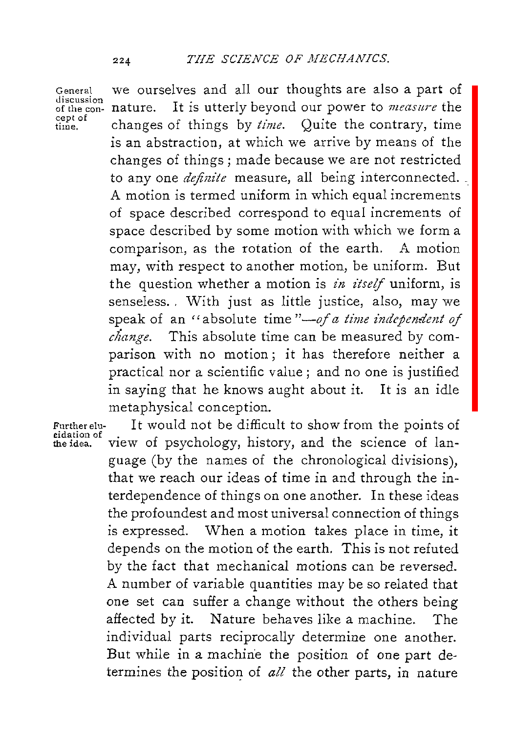General discussion of the concept of time.

we ourselves and all our thoughts are also a part of nature. It is utterly beyond our power to *measure* the changes of things by *time*. Quite the contrary, time is an abstraction, at which we arrive by means of the changes of things; made because we are not restricted to any one *definite* measure, all being interconnected. A motion is termed uniform in which equal increments of space described correspond to equal increments of space described by some motion with which we form a comparison, as the rotation of the earth. A motion may, with respect to another motion, be uniform. But the question whether a motion is *in itself* uniform, is senseless. With just as little justice, also, may we speak of an "absolute time"—*of a time independent of change*. This absolute time can be measured by comparison with no motion; it has therefore neither a practical nor a scientific value; and no one is justified in saying that he knows aught about it. It is an idle metaphysical conception.

Further elucidation of the idea.

It would not be difficult to show from the points of view of psychology, history, and the science of language (by the names of the chronological divisions), that we reach our ideas of time in and through the interdependence of things on one another. In these ideas the profoundest and most universal connection of things is expressed. When a motion takes place in time, it depends on the motion of the earth. This is not refuted by the fact that mechanical motions can be reversed. A number of variable quantities may be so related that one set can suffer a change without the others being affected by it. Nature behaves like a machine. The individual parts reciprocally determine one another. But while in a machine the position of one part determines the position of *all* the other parts, in nature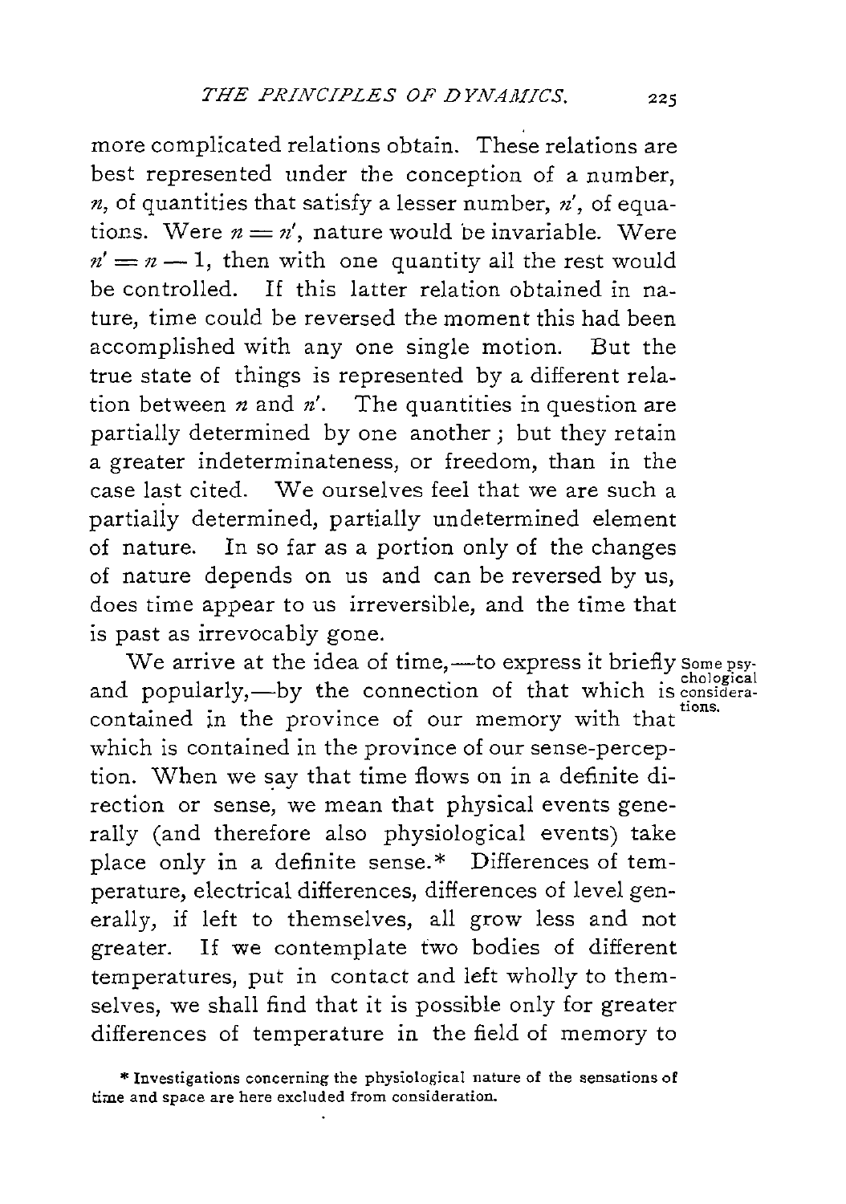more complicated relations obtain. These relations are best represented under the conception of a number, $n$, of quantities that satisfy a lesser number, $n'$, of equations. Were $n = n'$, nature would be invariable. Were $n' = n - 1$, then with one quantity all the rest would be controlled. If this latter relation obtained in nature, time could be reversed the moment this had been accomplished with any one single motion. But the true state of things is represented by a different relation between $n$ and $n'$. The quantities in question are partially determined by one another; but they retain a greater indeterminateness, or freedom, than in the case last cited. We ourselves feel that we are such a partially determined, partially undetermined element of nature. In so far as a portion only of the changes of nature depends on us and can be reversed by us, does time appear to us irreversible, and the time that is past as irrevocably gone.

*Some psychological considerations.*

We arrive at the idea of time,—to express it briefly and popularly,—by the connection of that which is contained in the province of our memory with that which is contained in the province of our sense-perception. When we say that time flows on in a definite direction or sense, we mean that physical events generally (and therefore also physiological events) take place only in a definite sense.* Differences of temperature, electrical differences, differences of level generally, if left to themselves, all grow less and not greater. If we contemplate two bodies of different temperatures, put in contact and left wholly to themselves, we shall find that it is possible only for greater differences of temperature in the field of memory to

* Investigations concerning the physiological nature of the sensations of time and space are here excluded from consideration.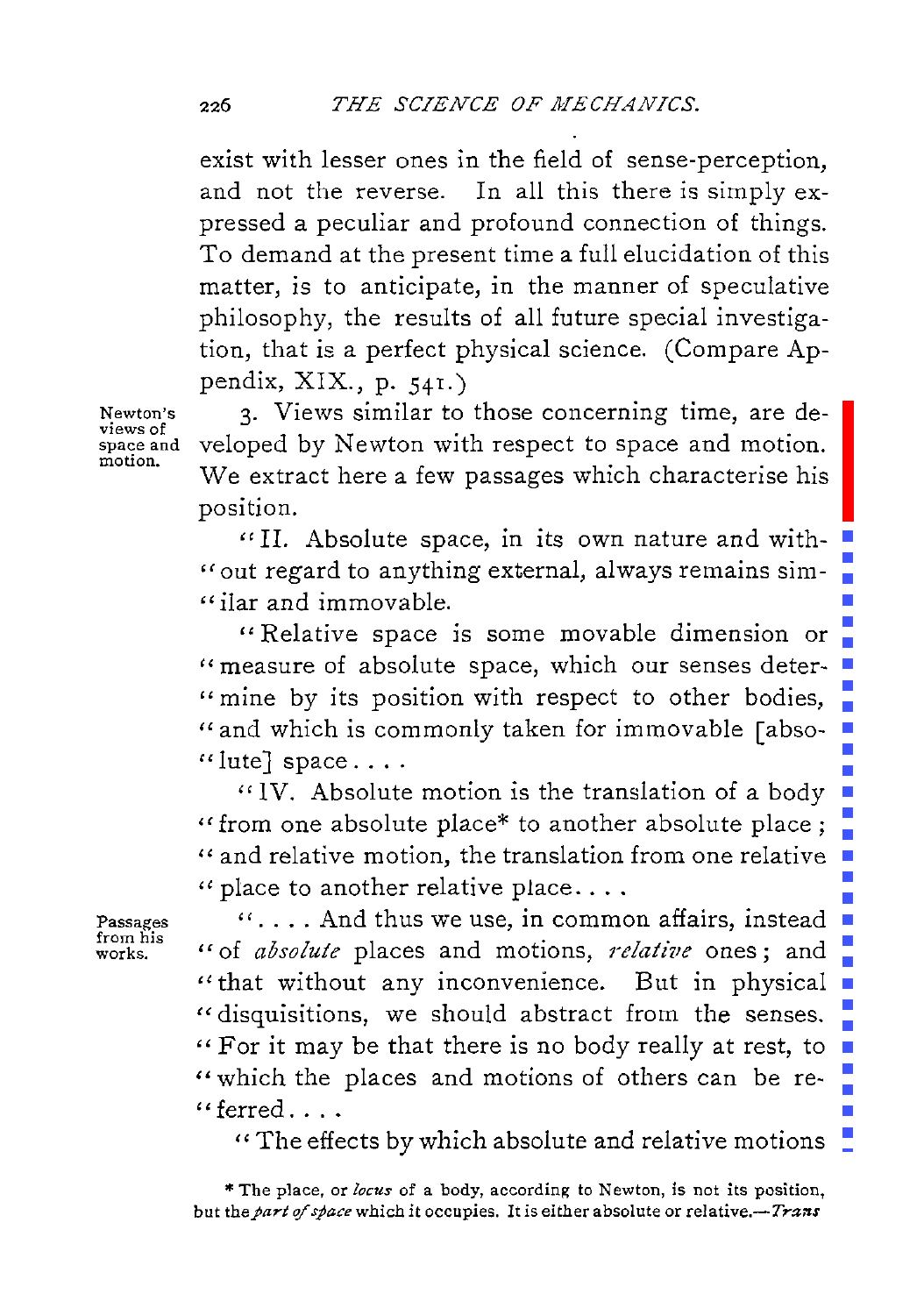exist with lesser ones in the field of sense-perception, and not the reverse. In all this there is simply expressed a peculiar and profound connection of things. To demand at the present time a full elucidation of this matter, is to anticipate, in the manner of speculative philosophy, the results of all future special investigation, that is a perfect physical science. (Compare Appendix, XIX., p. 541.)

Newton's views of space and motion.

3. Views similar to those concerning time, are developed by Newton with respect to space and motion. We extract here a few passages which characterise his position.

"II. Absolute space, in its own nature and without regard to anything external, always remains similar and immovable.

"Relative space is some movable dimension or measure of absolute space, which our senses determine by its position with respect to other bodies, and which is commonly taken for immovable [absolute] space. . . .

"IV. Absolute motion is the translation of a body from one absolute place* to another absolute place; and relative motion, the translation from one relative place to another relative place. . . .

Passages from his works.

". . . . And thus we use, in common affairs, instead of *absolute* places and motions, *relative* ones; and that without any inconvenience. But in physical disquisitions, we should abstract from the senses. For it may be that there is no body really at rest, to which the places and motions of others can be referred. . . .

"The effects by which absolute and relative motions

\* The place, or *locus* of a body, according to Newton, is not its position, but the *part of space* which it occupies. It is either absolute or relative.—*Trans*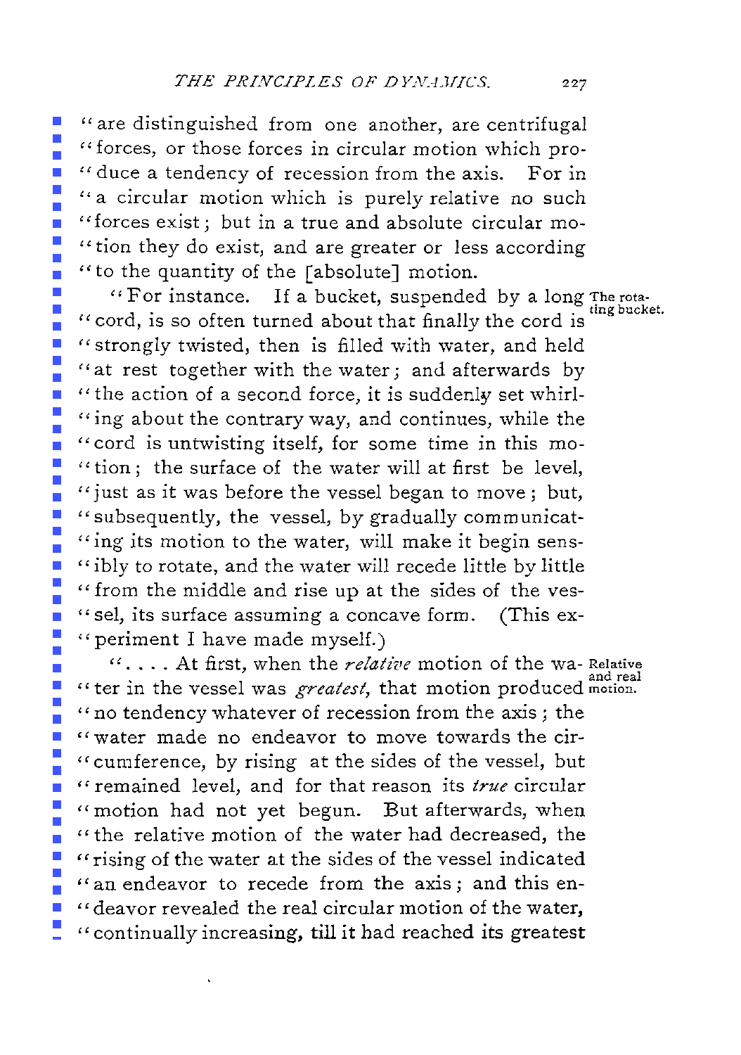"are distinguished from one another, are centrifugal "forces, or those forces in circular motion which pro- "duce a tendency of recession from the axis. For in "a circular motion which is purely relative no such "forces exist; but in a true and absolute circular mo- "tion they do exist, and are greater or less according "to the quantity of the [absolute] motion.

The rotating bucket.

"For instance. If a bucket, suspended by a long "cord, is so often turned about that finally the cord is "strongly twisted, then is filled with water, and held "at rest together with the water; and afterwards by "the action of a second force, it is suddenly set whirl- "ing about the contrary way, and continues, while the "cord is untwisting itself, for some time in this mo- "tion; the surface of the water will at first be level, "just as it was before the vessel began to move; but, "subsequently, the vessel, by gradually communicat- "ing its motion to the water, will make it begin sens- "ibly to rotate, and the water will recede little by little "from the middle and rise up at the sides of the ves- "sel, its surface assuming a concave form. (This ex- "periment I have made myself.)

Relative and real motion.

". . . . At first, when the *relative* motion of the wa- "ter in the vessel was *greatest*, that motion produced "no tendency whatever of recession from the axis; the "water made no endeavor to move towards the cir- "cumference, by rising at the sides of the vessel, but "remained level, and for that reason its *true* circular "motion had not yet begun. But afterwards, when "the relative motion of the water had decreased, the "rising of the water at the sides of the vessel indicated "an endeavor to recede from the axis; and this en- "deavor revealed the real circular motion of the water, "continually increasing, till it had reached its greatest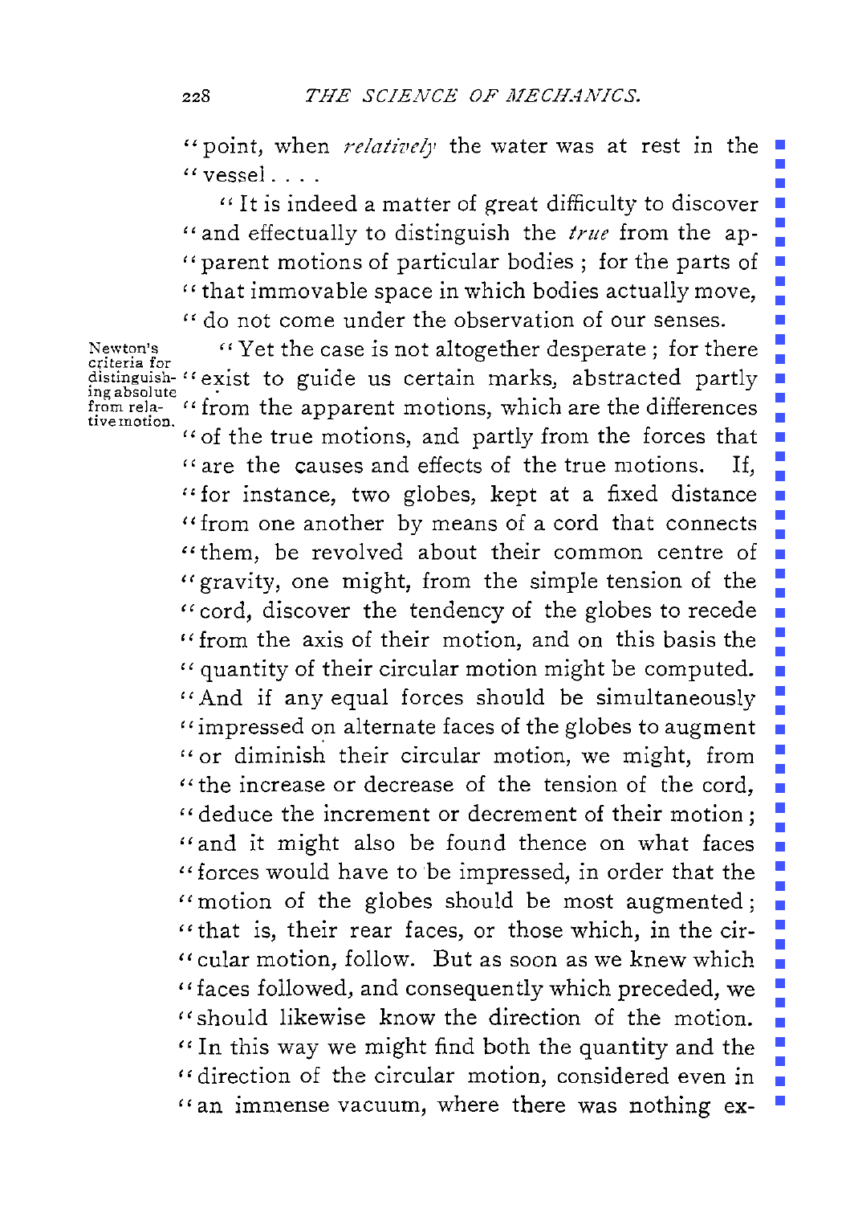"point, when *relatively* the water was at rest in the "vessel. . . .

"It is indeed a matter of great difficulty to discover "and effectually to distinguish the *true* from the ap-"parent motions of particular bodies; for the parts of "that immovable space in which bodies actually move, "do not come under the observation of our senses.

Newton's criteria for distinguishing absolute from relative motion.

"Yet the case is not altogether desperate; for there "exist to guide us certain marks, abstracted partly "from the apparent motions, which are the differences "of the true motions, and partly from the forces that "are the causes and effects of the true motions. If, "for instance, two globes, kept at a fixed distance "from one another by means of a cord that connects "them, be revolved about their common centre of "gravity, one might, from the simple tension of the "cord, discover the tendency of the globes to recede "from the axis of their motion, and on this basis the "quantity of their circular motion might be computed. "And if any equal forces should be simultaneously "impressed on alternate faces of the globes to augment "or diminish their circular motion, we might, from "the increase or decrease of the tension of the cord, "deduce the increment or decrement of their motion; "and it might also be found thence on what faces "forces would have to be impressed, in order that the "motion of the globes should be most augmented; "that is, their rear faces, or those which, in the cir-"cular motion, follow. But as soon as we knew which "faces followed, and consequently which preceded, we "should likewise know the direction of the motion. "In this way we might find both the quantity and the "direction of the circular motion, considered even in "an immense vacuum, where there was nothing ex-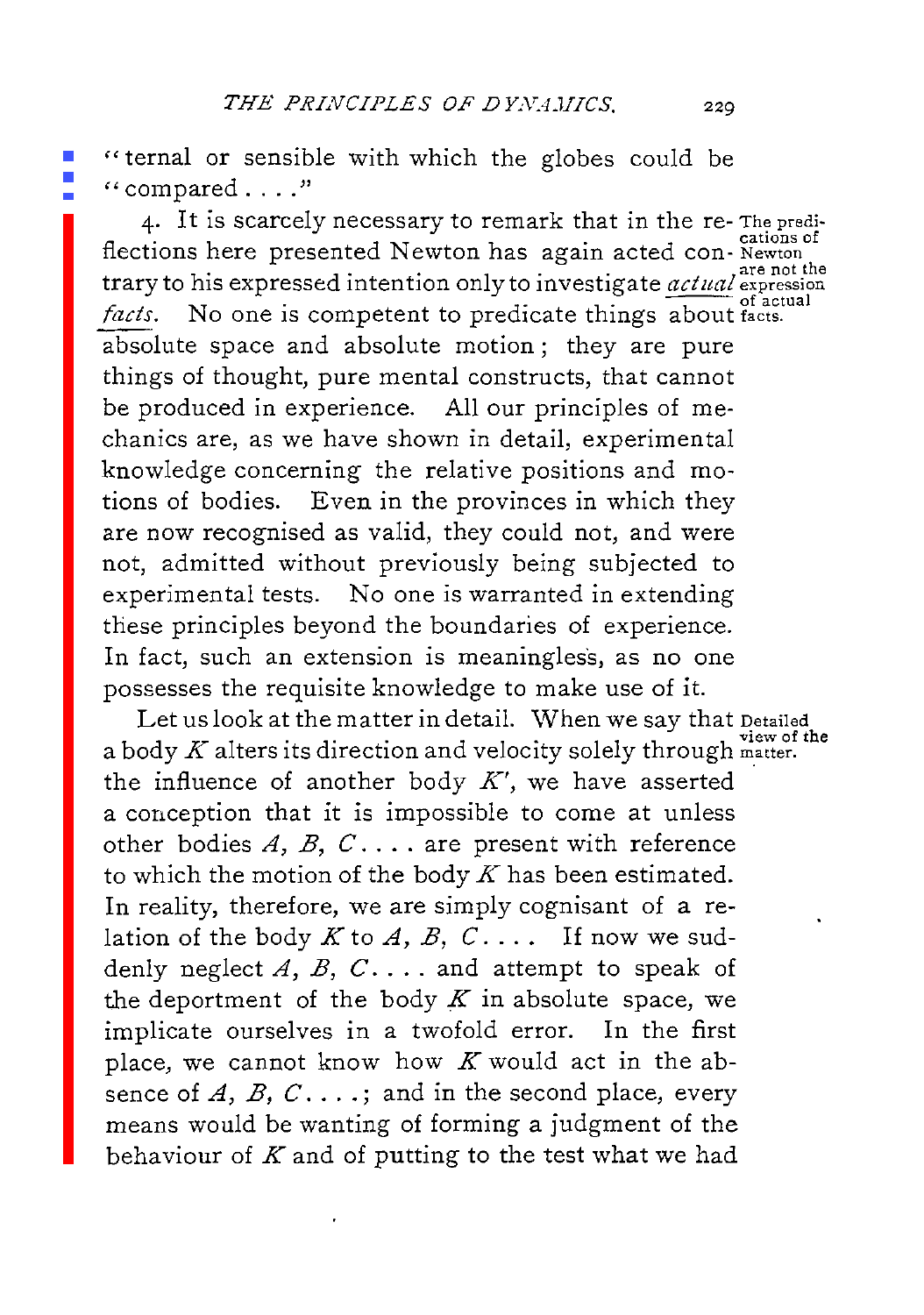"ternal or sensible with which the globes could be "compared . . . ."

4. It is scarcely necessary to remark that in the reflections here presented Newton has again acted contrary to his expressed intention only to investigate *actual facts*. No one is competent to predicate things about absolute space and absolute motion; they are pure things of thought, pure mental constructs, that cannot be produced in experience. All our principles of mechanics are, as we have shown in detail, experimental knowledge concerning the relative positions and motions of bodies. Even in the provinces in which they are now recognised as valid, they could not, and were not, admitted without previously being subjected to experimental tests. No one is warranted in extending these principles beyond the boundaries of experience. In fact, such an extension is meaningless, as no one possesses the requisite knowledge to make use of it.

*The predications of Newton are not the expression of actual facts.*

Let us look at the matter in detail. When we say that a body $K$ alters its direction and velocity solely through the influence of another body $K'$, we have asserted a conception that it is impossible to come at unless other bodies $A$, $B$, $C$ . . . . are present with reference to which the motion of the body $K$ has been estimated. In reality, therefore, we are simply cognisant of a relation of the body $K$ to $A$, $B$, $C$ . . . . If now we suddenly neglect $A$, $B$, $C$ . . . . and attempt to speak of the deportment of the body $K$ in absolute space, we implicate ourselves in a twofold error. In the first place, we cannot know how $K$ would act in the absence of $A$, $B$, $C$ . . . .; and in the second place, every means would be wanting of forming a judgment of the behaviour of $K$ and of putting to the test what we had

*Detailed view of the matter.*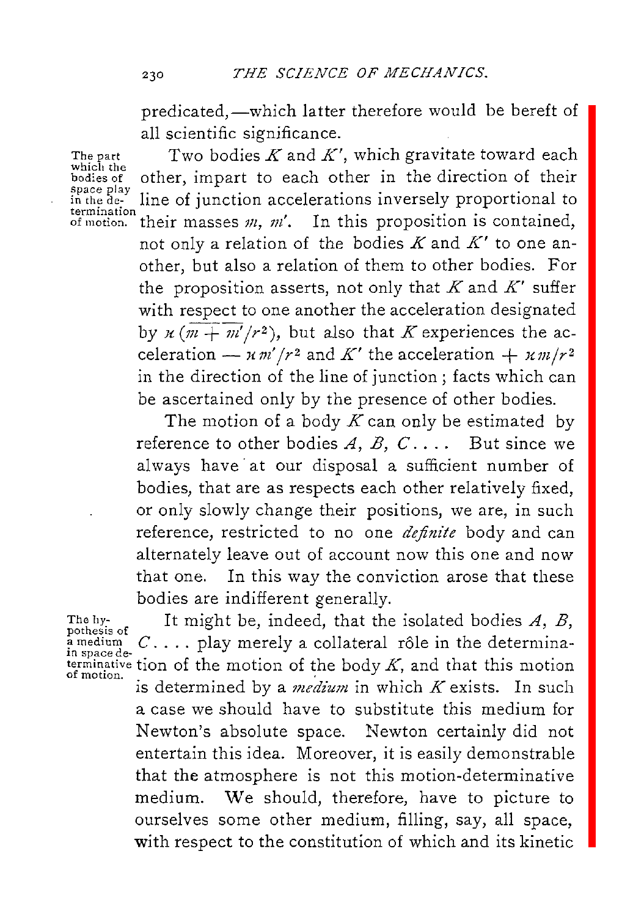predicated,—which latter therefore would be bereft of all scientific significance.

The part which the bodies of space play in the determination of motion.

Two bodies $K$ and $K'$, which gravitate toward each other, impart to each other in the direction of their line of junction accelerations inversely proportional to their masses $m$, $m'$. In this proposition is contained, not only a relation of the bodies $K$ and $K'$ to one another, but also a relation of them to other bodies. For the proposition asserts, not only that $K$ and $K'$ suffer with respect to one another the acceleration designated by $\varkappa(\overline{m + m'}/r^2)$, but also that $K$ experiences the acceleration $-\varkappa m'/r^2$ and $K'$ the acceleration $+\varkappa m/r^2$ in the direction of the line of junction; facts which can be ascertained only by the presence of other bodies.

The motion of a body $K$ can only be estimated by reference to other bodies $A$, $B$, $C$.... But since we always have at our disposal a sufficient number of bodies, that are as respects each other relatively fixed, or only slowly change their positions, we are, in such reference, restricted to no one *definite* body and can alternately leave out of account now this one and now that one. In this way the conviction arose that these bodies are indifferent generally.

The hypothesis of a medium in space determinative of motion.

It might be, indeed, that the isolated bodies $A$, $B$, $C$.... play merely a collateral rôle in the determination of the motion of the body $K$, and that this motion is determined by a *medium* in which $K$ exists. In such a case we should have to substitute this medium for Newton's absolute space. Newton certainly did not entertain this idea. Moreover, it is easily demonstrable that the atmosphere is not this motion-determinative medium. We should, therefore, have to picture to ourselves some other medium, filling, say, all space, with respect to the constitution of which and its kinetic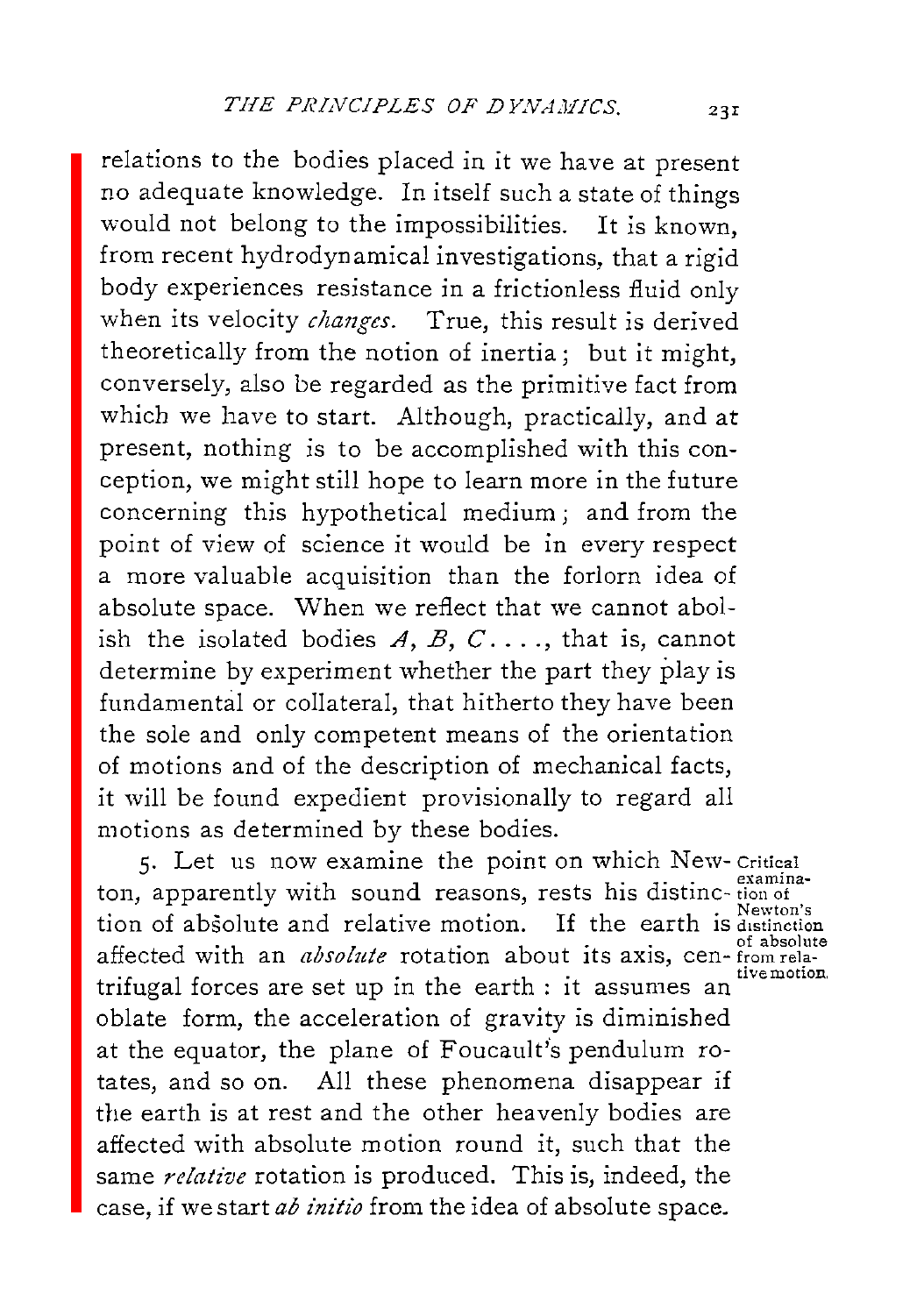relations to the bodies placed in it we have at present no adequate knowledge. In itself such a state of things would not belong to the impossibilities. It is known, from recent hydrodynamical investigations, that a rigid body experiences resistance in a frictionless fluid only when its velocity *changes*. True, this result is derived theoretically from the notion of inertia; but it might, conversely, also be regarded as the primitive fact from which we have to start. Although, practically, and at present, nothing is to be accomplished with this conception, we might still hope to learn more in the future concerning this hypothetical medium; and from the point of view of science it would be in every respect a more valuable acquisition than the forlorn idea of absolute space. When we reflect that we cannot abolish the isolated bodies $A$, $B$, $C$ . . . ., that is, cannot determine by experiment whether the part they play is fundamental or collateral, that hitherto they have been the sole and only competent means of the orientation of motions and of the description of mechanical facts, it will be found expedient provisionally to regard all motions as determined by these bodies.

Critical examination of Newton's distinction of absolute from relative motion.

5. Let us now examine the point on which Newton, apparently with sound reasons, rests his distinction of absolute and relative motion. If the earth is affected with an *absolute* rotation about its axis, centrifugal forces are set up in the earth: it assumes an oblate form, the acceleration of gravity is diminished at the equator, the plane of Foucault's pendulum rotates, and so on. All these phenomena disappear if the earth is at rest and the other heavenly bodies are affected with absolute motion round it, such that the same *relative* rotation is produced. This is, indeed, the case, if we start *ab initio* from the idea of absolute space.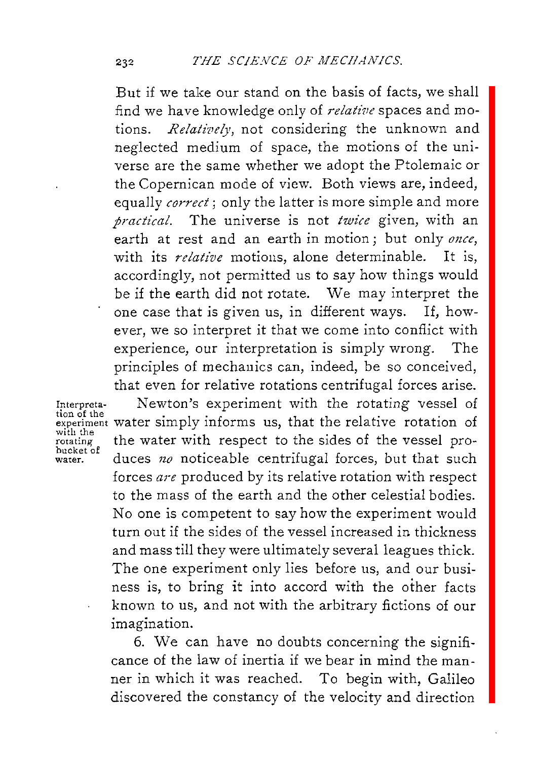But if we take our stand on the basis of facts, we shall find we have knowledge only of *relative* spaces and motions. *Relatively*, not considering the unknown and neglected medium of space, the motions of the universe are the same whether we adopt the Ptolemaic or the Copernican mode of view. Both views are, indeed, equally *correct*; only the latter is more simple and more *practical*. The universe is not *twice* given, with an earth at rest and an earth in motion; but only *once*, with its *relative* motions, alone determinable. It is, accordingly, not permitted us to say how things would be if the earth did not rotate. We may interpret the one case that is given us, in different ways. If, however, we so interpret it that we come into conflict with experience, our interpretation is simply wrong. The principles of mechanics can, indeed, be so conceived, that even for relative rotations centrifugal forces arise.

Interpretation of the experiment with the rotating bucket of water.

Newton's experiment with the rotating vessel of water simply informs us, that the relative rotation of the water with respect to the sides of the vessel produces *no* noticeable centrifugal forces, but that such forces *are* produced by its relative rotation with respect to the mass of the earth and the other celestial bodies. No one is competent to say how the experiment would turn out if the sides of the vessel increased in thickness and mass till they were ultimately several leagues thick. The one experiment only lies before us, and our business is, to bring it into accord with the other facts known to us, and not with the arbitrary fictions of our imagination.

6. We can have no doubts concerning the significance of the law of inertia if we bear in mind the manner in which it was reached. To begin with, Galileo discovered the constancy of the velocity and direction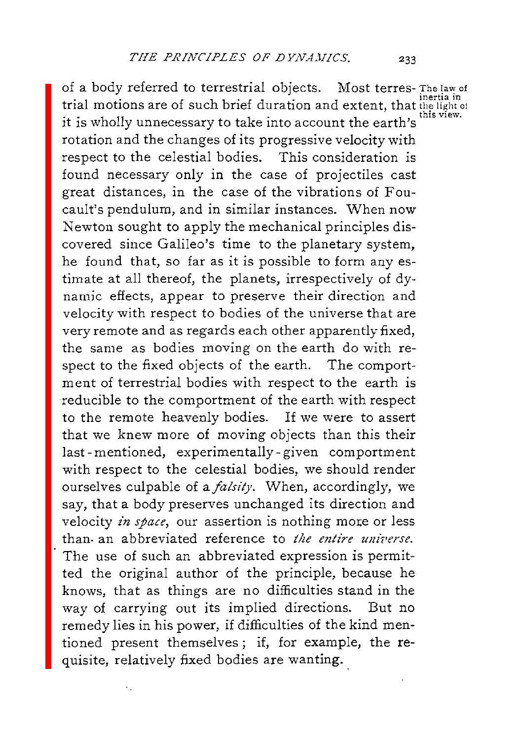of a body referred to terrestrial objects. Most terrestrial motions are of such brief duration and extent, that it is wholly unnecessary to take into account the earth's rotation and the changes of its progressive velocity with respect to the celestial bodies. This consideration is found necessary only in the case of projectiles cast great distances, in the case of the vibrations of Foucault's pendulum, and in similar instances. When now Newton sought to apply the mechanical principles discovered since Galileo's time to the planetary system, he found that, so far as it is possible to form any estimate at all thereof, the planets, irrespectively of dynamic effects, appear to preserve their direction and velocity with respect to bodies of the universe that are very remote and as regards each other apparently fixed, the same as bodies moving on the earth do with respect to the fixed objects of the earth. The comportment of terrestrial bodies with respect to the earth is reducible to the comportment of the earth with respect to the remote heavenly bodies. If we were to assert that we knew more of moving objects than this their last-mentioned, experimentally-given comportment with respect to the celestial bodies, we should render ourselves culpable of a *falsity*. When, accordingly, we say, that a body preserves unchanged its direction and velocity *in space*, our assertion is nothing more or less than an abbreviated reference to *the entire universe*. The use of such an abbreviated expression is permitted the original author of the principle, because he knows, that as things are no difficulties stand in the way of carrying out its implied directions. But no remedy lies in his power, if difficulties of the kind mentioned present themselves; if, for example, the requisite, relatively fixed bodies are wanting.

*The law of inertia in the light of this view.*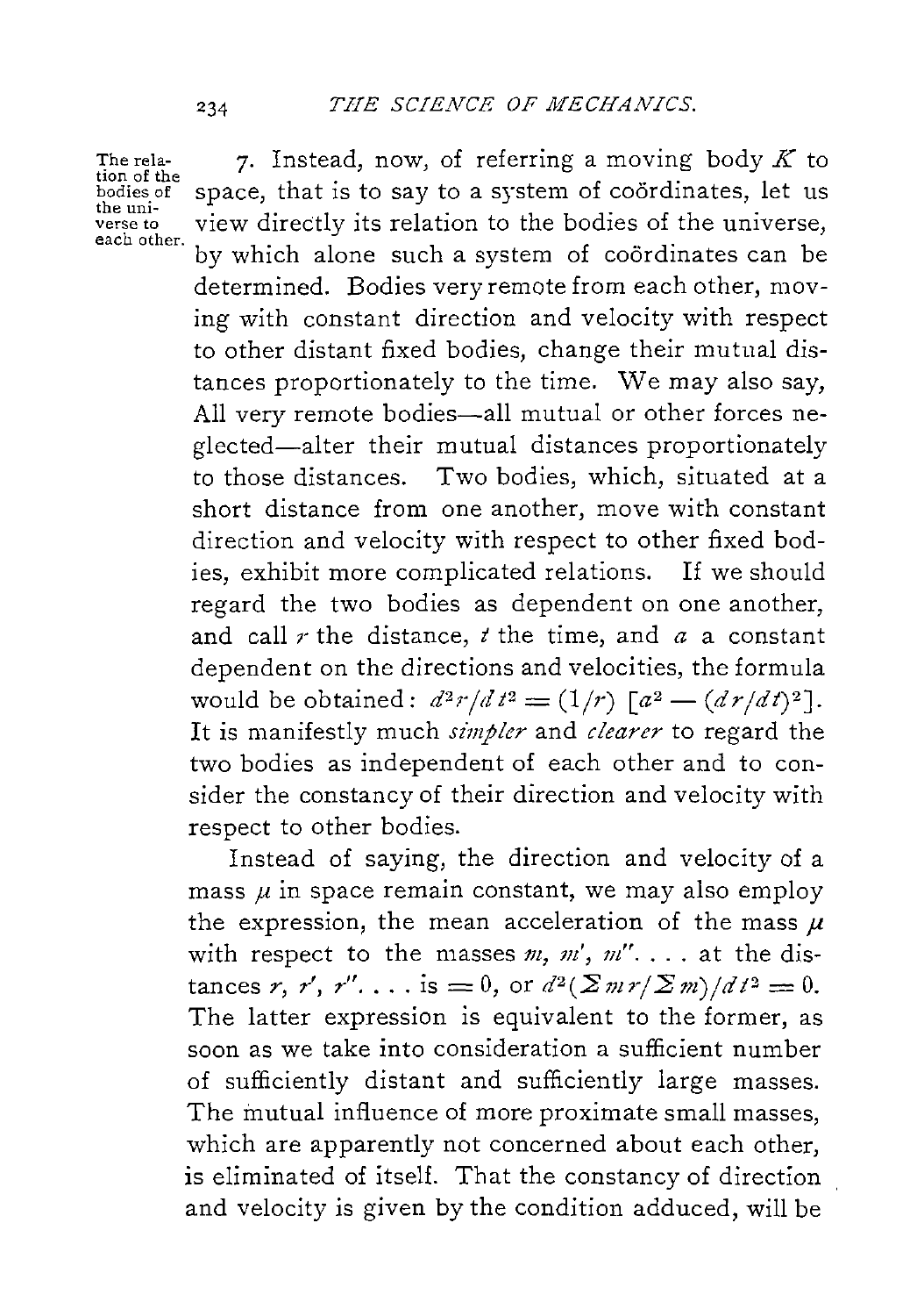The relation of the bodies of the universe to each other.

7. Instead, now, of referring a moving body $K$ to space, that is to say to a system of coördinates, let us view directly its relation to the bodies of the universe, by which alone such a system of coördinates can be determined. Bodies very remote from each other, moving with constant direction and velocity with respect to other distant fixed bodies, change their mutual distances proportionately to the time. We may also say, All very remote bodies—all mutual or other forces neglected—alter their mutual distances proportionately to those distances. Two bodies, which, situated at a short distance from one another, move with constant direction and velocity with respect to other fixed bodies, exhibit more complicated relations. If we should regard the two bodies as dependent on one another, and call $r$ the distance, $t$ the time, and $a$ a constant dependent on the directions and velocities, the formula would be obtained: $d^2r/dt^2 = (1/r)\,[a^2 - (dr/dt)^2]$. It is manifestly much *simpler* and *clearer* to regard the two bodies as independent of each other and to consider the constancy of their direction and velocity with respect to other bodies.

Instead of saying, the direction and velocity of a mass $\mu$ in space remain constant, we may also employ the expression, the mean acceleration of the mass $\mu$ with respect to the masses $m, m', m'' \ldots$ at the distances $r, r', r'' \ldots$ is $= 0$, or $d^2(\Sigma mr/\Sigma m)/dt^2 = 0$. The latter expression is equivalent to the former, as soon as we take into consideration a sufficient number of sufficiently distant and sufficiently large masses. The mutual influence of more proximate small masses, which are apparently not concerned about each other, is eliminated of itself. That the constancy of direction and velocity is given by the condition adduced, will be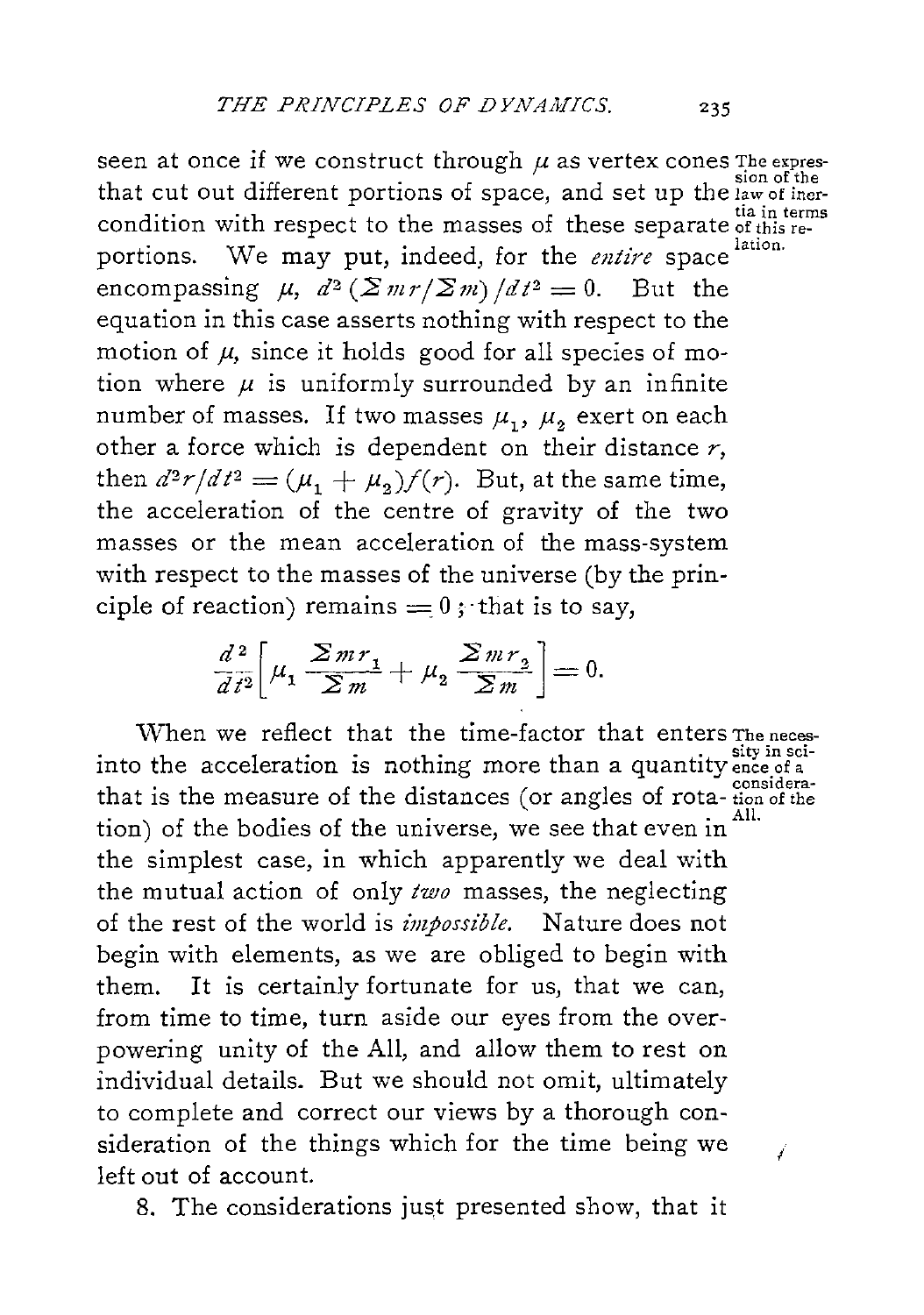seen at once if we construct through $\mu$ as vertex cones that cut out different portions of space, and set up the condition with respect to the masses of these separate portions. We may put, indeed, for the *entire* space encompassing $\mu$, $d^2(\Sigma mr/\Sigma m)/dt^2 = 0$. But the equation in this case asserts nothing with respect to the motion of $\mu$, since it holds good for all species of motion where $\mu$ is uniformly surrounded by an infinite number of masses. If two masses $\mu_1$, $\mu_2$ exert on each other a force which is dependent on their distance $r$, then $d^2r/dt^2 = (\mu_1 + \mu_2)f(r)$. But, at the same time, the acceleration of the centre of gravity of the two masses or the mean acceleration of the mass-system with respect to the masses of the universe (by the principle of reaction) remains $= 0$; that is to say,

*The expression of the law of inertia in terms of this relation.*

$$\frac{d^2}{dt^2}\left[\mu_1 \frac{\Sigma mr_1}{\Sigma m} + \mu_2 \frac{\Sigma mr_2}{\Sigma m}\right] = 0.$$

When we reflect that the time-factor that enters into the acceleration is nothing more than a quantity that is the measure of the distances (or angles of rotation) of the bodies of the universe, we see that even in the simplest case, in which apparently we deal with the mutual action of only *two* masses, the neglecting of the rest of the world is *impossible*. Nature does not begin with elements, as we are obliged to begin with them. It is certainly fortunate for us, that we can, from time to time, turn aside our eyes from the overpowering unity of the All, and allow them to rest on individual details. But we should not omit, ultimately to complete and correct our views by a thorough consideration of the things which for the time being we left out of account.

*The necessity in science of a consideration of the All.*

8. The considerations just presented show, that it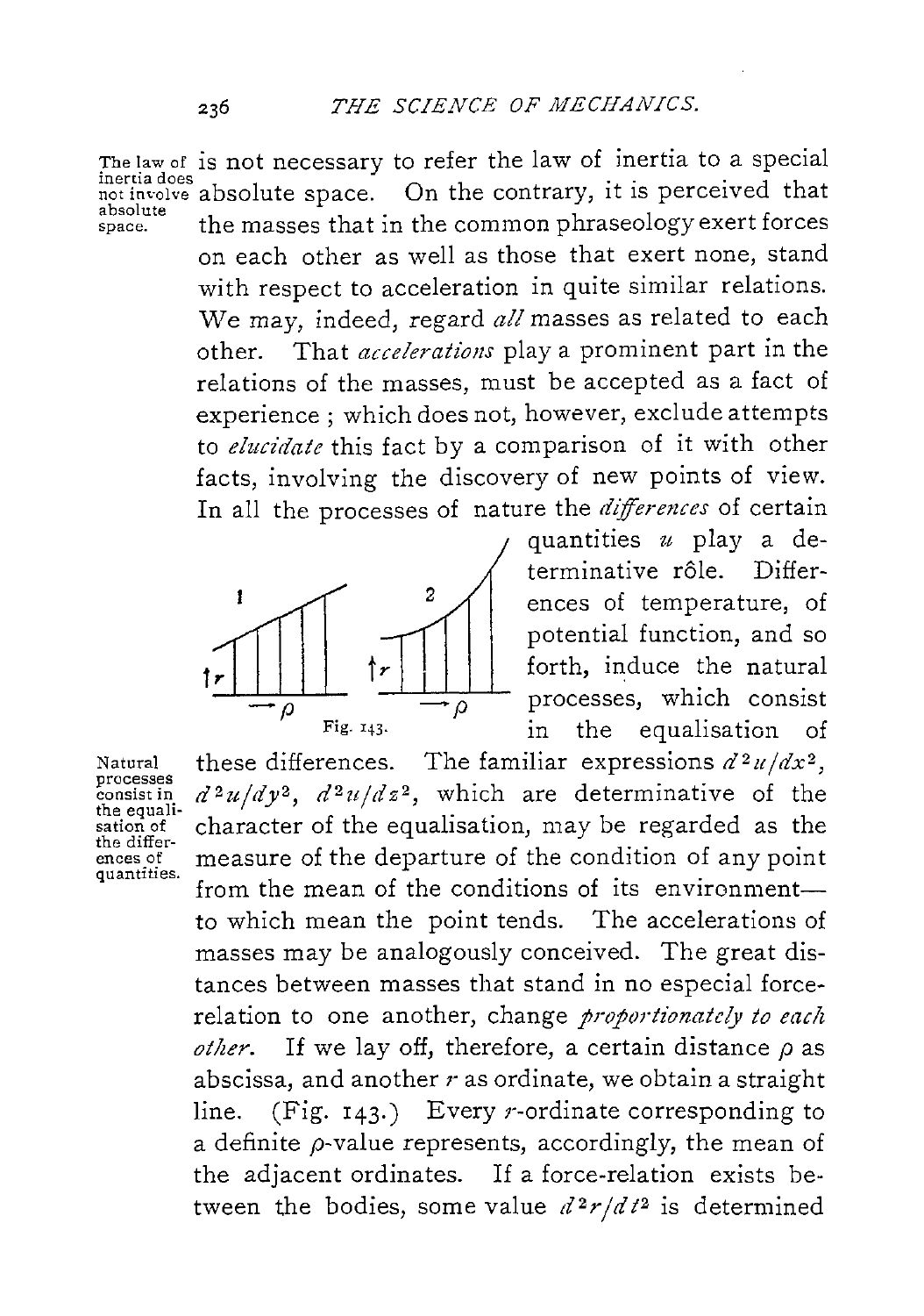is not necessary to refer the law of inertia to a special absolute space. On the contrary, it is perceived that the masses that in the common phraseology exert forces on each other as well as those that exert none, stand with respect to acceleration in quite similar relations. We may, indeed, regard *all* masses as related to each other. That *accelerations* play a prominent part in the relations of the masses, must be accepted as a fact of experience; which does not, however, exclude attempts to *elucidate* this fact by a comparison of it with other facts, involving the discovery of new points of view. In all the processes of nature the *differences* of certain quantities $u$ play a determinative rôle. Differences of temperature, of potential function, and so forth, induce the natural processes, which consist in the equalisation of these differences. The familiar expressions $d^2u/dx^2$, $d^2u/dy^2$, $d^2u/dz^2$, which are determinative of the character of the equalisation, may be regarded as the measure of the departure of the condition of any point from the mean of the conditions of its environment—to which mean the point tends. The accelerations of masses may be analogously conceived. The great distances between masses that stand in no especial force-relation to one another, change *proportionately to each other*. If we lay off, therefore, a certain distance $\rho$ as abscissa, and another $r$ as ordinate, we obtain a straight line. (Fig. 143.) Every $r$-ordinate corresponding to a definite $\rho$-value represents, accordingly, the mean of the adjacent ordinates. If a force-relation exists between the bodies, some value $d^2r/dt^2$ is determined

Fig. 143.

*The law of inertia does not involve absolute space.*

*Natural processes consist in the equalisation of the differences of quantities.*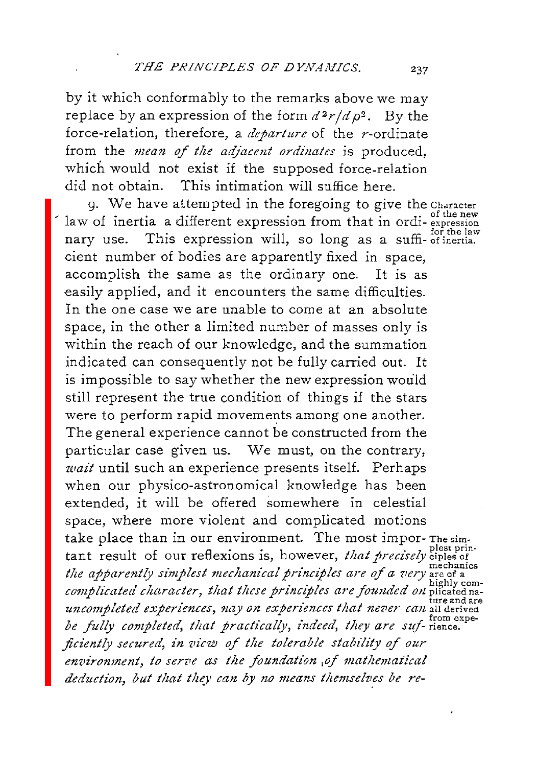by it which conformably to the remarks above we may replace by an expression of the form $d^2r/d\rho^2$. By the force-relation, therefore, a *departure* of the $r$-ordinate from the *mean of the adjacent ordinates* is produced, which would not exist if the supposed force-relation did not obtain. This intimation will suffice here.

*Character of the new expression for the law of inertia.*

9. We have attempted in the foregoing to give the law of inertia a different expression from that in ordinary use. This expression will, so long as a sufficient number of bodies are apparently fixed in space, accomplish the same as the ordinary one. It is as easily applied, and it encounters the same difficulties. In the one case we are unable to come at an absolute space, in the other a limited number of masses only is within the reach of our knowledge, and the summation indicated can consequently not be fully carried out. It is impossible to say whether the new expression would still represent the true condition of things if the stars were to perform rapid movements among one another. The general experience cannot be constructed from the particular case given us. We must, on the contrary, *wait* until such an experience presents itself. Perhaps when our physico-astronomical knowledge has been extended, it will be offered somewhere in celestial space, where more violent and complicated motions take place than in our environment. The most important result of our reflexions is, however, *that precisely the apparently simplest mechanical principles are of a very complicated character, that these principles are founded on uncompleted experiences, nay on experiences that never can be fully completed, that practically, indeed, they are sufficiently secured, in view of the tolerable stability of our environment, to serve as the foundation of mathematical deduction, but that they can by no means themselves be re-*

*The simplest principles of mechanics are of a highly complicated nature and are all derived from experience.*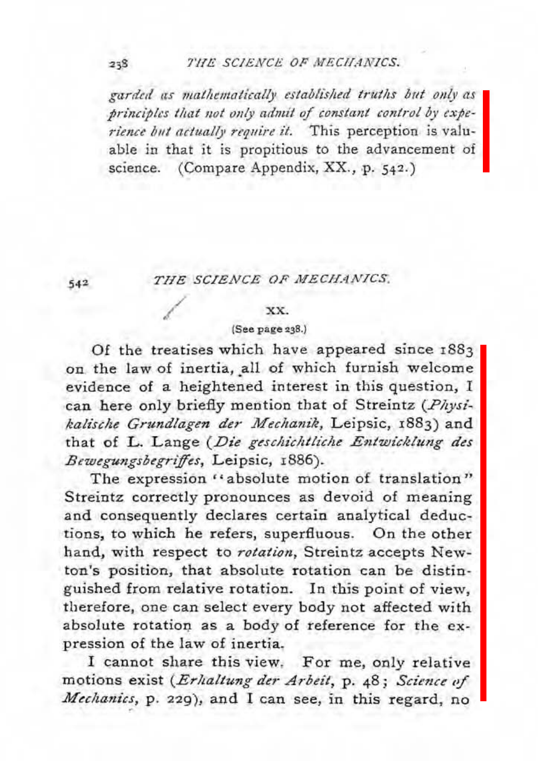*garded as mathematically established truths but only as principles that not only admit of constant control by experience but actually require it.* This perception is valuable in that it is propitious to the advancement of science. (Compare Appendix, XX., p. 542.)

## XX.

(See page 238.)

Of the treatises which have appeared since 1883 on the law of inertia, all of which furnish welcome evidence of a heightened interest in this question, I can here only briefly mention that of Streintz (*Physikalische Grundlagen der Mechanik*, Leipsic, 1883) and that of L. Lange (*Die geschichtliche Entwicklung des Bewegungsbegriffes*, Leipsic, 1886).

The expression "absolute motion of translation" Streintz correctly pronounces as devoid of meaning and consequently declares certain analytical deductions, to which he refers, superfluous. On the other hand, with respect to *rotation*, Streintz accepts Newton's position, that absolute rotation can be distinguished from relative rotation. In this point of view, therefore, one can select every body not affected with absolute rotation as a body of reference for the expression of the law of inertia.

I cannot share this view. For me, only relative motions exist (*Erhaltung der Arbeit*, p. 48; *Science of Mechanics*, p. 229), and I can see, in this regard, no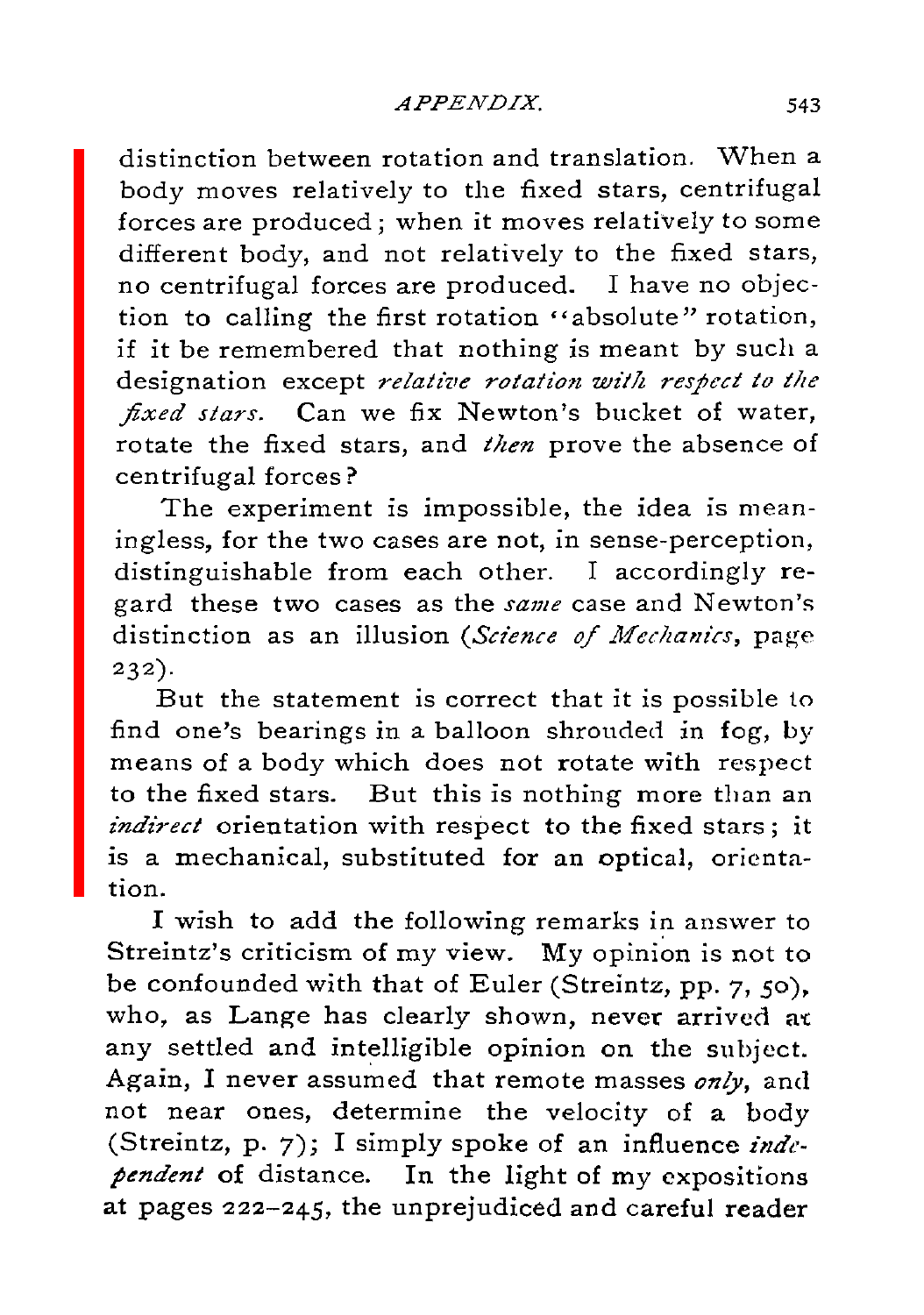distinction between rotation and translation. When a body moves relatively to the fixed stars, centrifugal forces are produced; when it moves relatively to some different body, and not relatively to the fixed stars, no centrifugal forces are produced. I have no objection to calling the first rotation "absolute" rotation, if it be remembered that nothing is meant by such a designation except *relative rotation with respect to the fixed stars.* Can we fix Newton's bucket of water, rotate the fixed stars, and *then* prove the absence of centrifugal forces?

The experiment is impossible, the idea is meaningless, for the two cases are not, in sense-perception, distinguishable from each other. I accordingly regard these two cases as the *same* case and Newton's distinction as an illusion (*Science of Mechanics*, page 232).

But the statement is correct that it is possible to find one's bearings in a balloon shrouded in fog, by means of a body which does not rotate with respect to the fixed stars. But this is nothing more than an *indirect* orientation with respect to the fixed stars; it is a mechanical, substituted for an optical, orientation.

I wish to add the following remarks in answer to Streintz's criticism of my view. My opinion is not to be confounded with that of Euler (Streintz, pp. 7, 50), who, as Lange has clearly shown, never arrived at any settled and intelligible opinion on the subject. Again, I never assumed that remote masses *only*, and not near ones, determine the velocity of a body (Streintz, p. 7); I simply spoke of an influence *independent* of distance. In the light of my expositions at pages 222–245, the unprejudiced and careful reader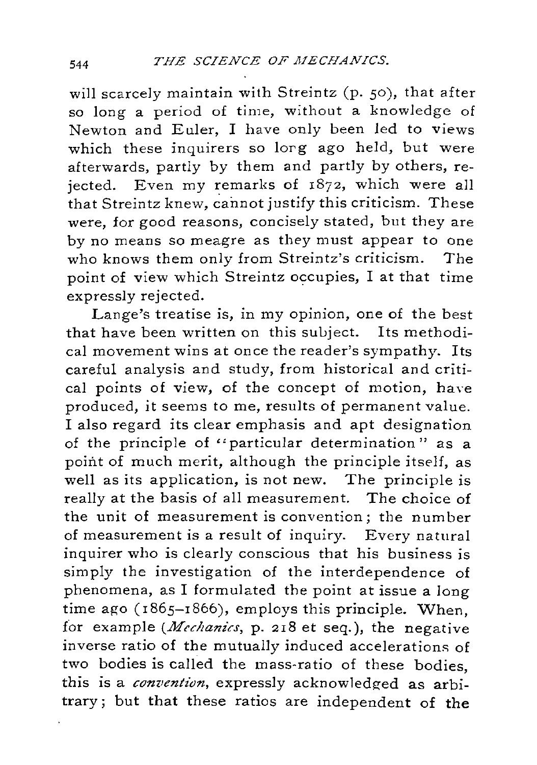will scarcely maintain with Streintz (p. 50), that after so long a period of time, without a knowledge of Newton and Euler, I have only been led to views which these inquirers so long ago held, but were afterwards, partly by them and partly by others, rejected. Even my remarks of 1872, which were all that Streintz knew, cannot justify this criticism. These were, for good reasons, concisely stated, but they are by no means so meagre as they must appear to one who knows them only from Streintz's criticism. The point of view which Streintz occupies, I at that time expressly rejected.

Lange's treatise is, in my opinion, one of the best that have been written on this subject. Its methodical movement wins at once the reader's sympathy. Its careful analysis and study, from historical and critical points of view, of the concept of motion, have produced, it seems to me, results of permanent value. I also regard its clear emphasis and apt designation of the principle of "particular determination" as a point of much merit, although the principle itself, as well as its application, is not new. The principle is really at the basis of all measurement. The choice of the unit of measurement is convention; the number of measurement is a result of inquiry. Every natural inquirer who is clearly conscious that his business is simply the investigation of the interdependence of phenomena, as I formulated the point at issue a long time ago (1865–1866), employs this principle. When, for example (*Mechanics*, p. 218 et seq.), the negative inverse ratio of the mutually induced accelerations of two bodies is called the mass-ratio of these bodies, this is a *convention*, expressly acknowledged as arbitrary; but that these ratios are independent of the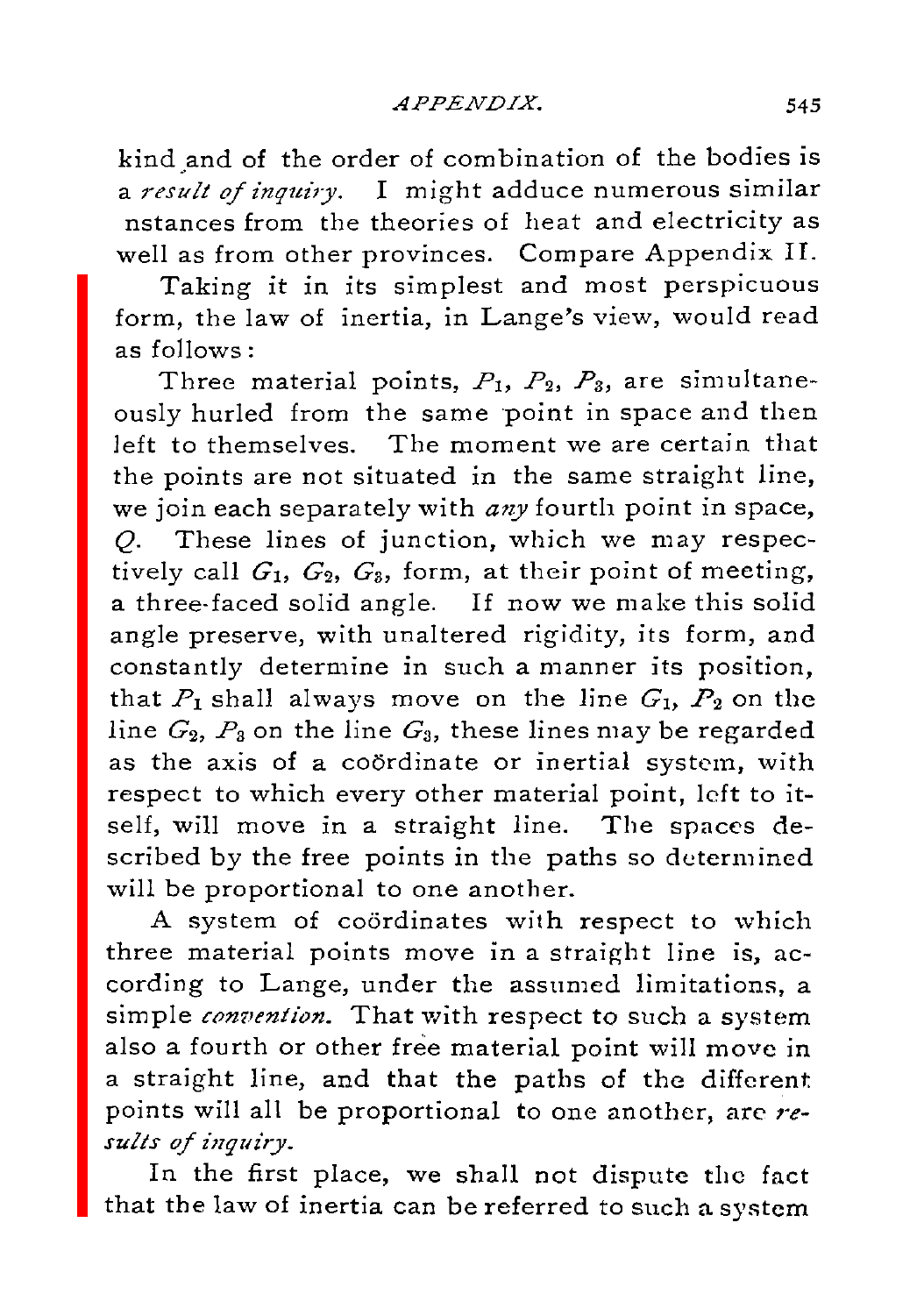kind and of the order of combination of the bodies is a *result of inquiry*. I might adduce numerous similar nstances from the theories of heat and electricity as well as from other provinces. Compare Appendix II.

Taking it in its simplest and most perspicuous form, the law of inertia, in Lange's view, would read as follows:

Three material points, $P_1$, $P_2$, $P_3$, are simultaneously hurled from the same point in space and then left to themselves. The moment we are certain that the points are not situated in the same straight line, we join each separately with *any* fourth point in space, $Q$. These lines of junction, which we may respectively call $G_1$, $G_2$, $G_3$, form, at their point of meeting, a three-faced solid angle. If now we make this solid angle preserve, with unaltered rigidity, its form, and constantly determine in such a manner its position, that $P_1$ shall always move on the line $G_1$, $P_2$ on the line $G_2$, $P_3$ on the line $G_3$, these lines may be regarded as the axis of a coördinate or inertial system, with respect to which every other material point, left to itself, will move in a straight line. The spaces described by the free points in the paths so determined will be proportional to one another.

A system of coördinates with respect to which three material points move in a straight line is, according to Lange, under the assumed limitations, a simple *convention*. That with respect to such a system also a fourth or other free material point will move in a straight line, and that the paths of the different points will all be proportional to one another, are *results of inquiry*.

In the first place, we shall not dispute the fact that the law of inertia can be referred to such a system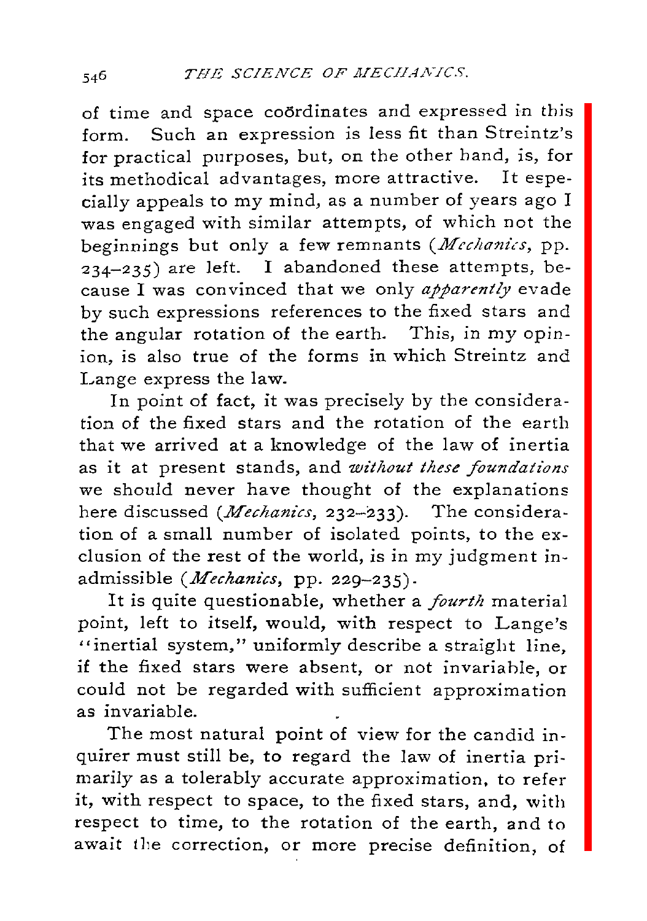of time and space coördinates and expressed in this form. Such an expression is less fit than Streintz's for practical purposes, but, on the other hand, is, for its methodical advantages, more attractive. It especially appeals to my mind, as a number of years ago I was engaged with similar attempts, of which not the beginnings but only a few remnants (*Mechanics*, pp. 234–235) are left. I abandoned these attempts, because I was convinced that we only *apparently* evade by such expressions references to the fixed stars and the angular rotation of the earth. This, in my opinion, is also true of the forms in which Streintz and Lange express the law.

In point of fact, it was precisely by the consideration of the fixed stars and the rotation of the earth that we arrived at a knowledge of the law of inertia as it at present stands, and *without these foundations* we should never have thought of the explanations here discussed (*Mechanics*, 232–233). The consideration of a small number of isolated points, to the exclusion of the rest of the world, is in my judgment inadmissible (*Mechanics*, pp. 229–235).

It is quite questionable, whether a *fourth* material point, left to itself, would, with respect to Lange's "inertial system," uniformly describe a straight line, if the fixed stars were absent, or not invariable, or could not be regarded with sufficient approximation as invariable.

The most natural point of view for the candid inquirer must still be, to regard the law of inertia primarily as a tolerably accurate approximation, to refer it, with respect to space, to the fixed stars, and, with respect to time, to the rotation of the earth, and to await the correction, or more precise definition, of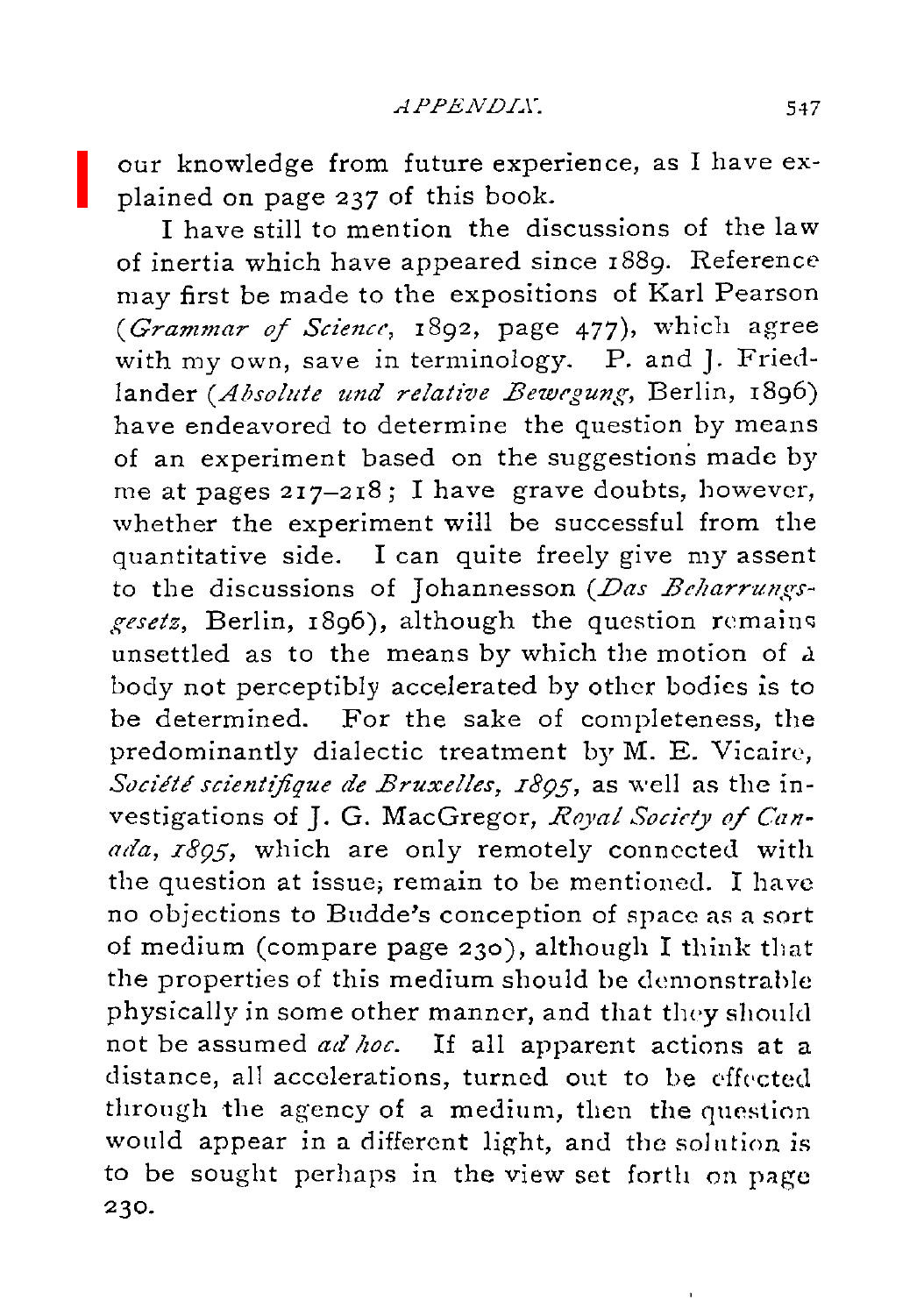our knowledge from future experience, as I have explained on page 237 of this book.

I have still to mention the discussions of the law of inertia which have appeared since 1889. Reference may first be made to the expositions of Karl Pearson (*Grammar of Science*, 1892, page 477), which agree with my own, save in terminology. P. and J. Friedlander (*Absolute und relative Bewegung*, Berlin, 1896) have endeavored to determine the question by means of an experiment based on the suggestions made by me at pages 217–218; I have grave doubts, however, whether the experiment will be successful from the quantitative side. I can quite freely give my assent to the discussions of Johannesson (*Das Beharrungsgesetz*, Berlin, 1896), although the question remains unsettled as to the means by which the motion of a body not perceptibly accelerated by other bodies is to be determined. For the sake of completeness, the predominantly dialectic treatment by M. E. Vicaire, *Société scientifique de Bruxelles, 1895*, as well as the investigations of J. G. MacGregor, *Royal Society of Canada, 1895*, which are only remotely connected with the question at issue, remain to be mentioned. I have no objections to Budde's conception of space as a sort of medium (compare page 230), although I think that the properties of this medium should be demonstrable physically in some other manner, and that they should not be assumed *ad hoc*. If all apparent actions at a distance, all accelerations, turned out to be effected through the agency of a medium, then the question would appear in a different light, and the solution is to be sought perhaps in the view set forth on page 230.